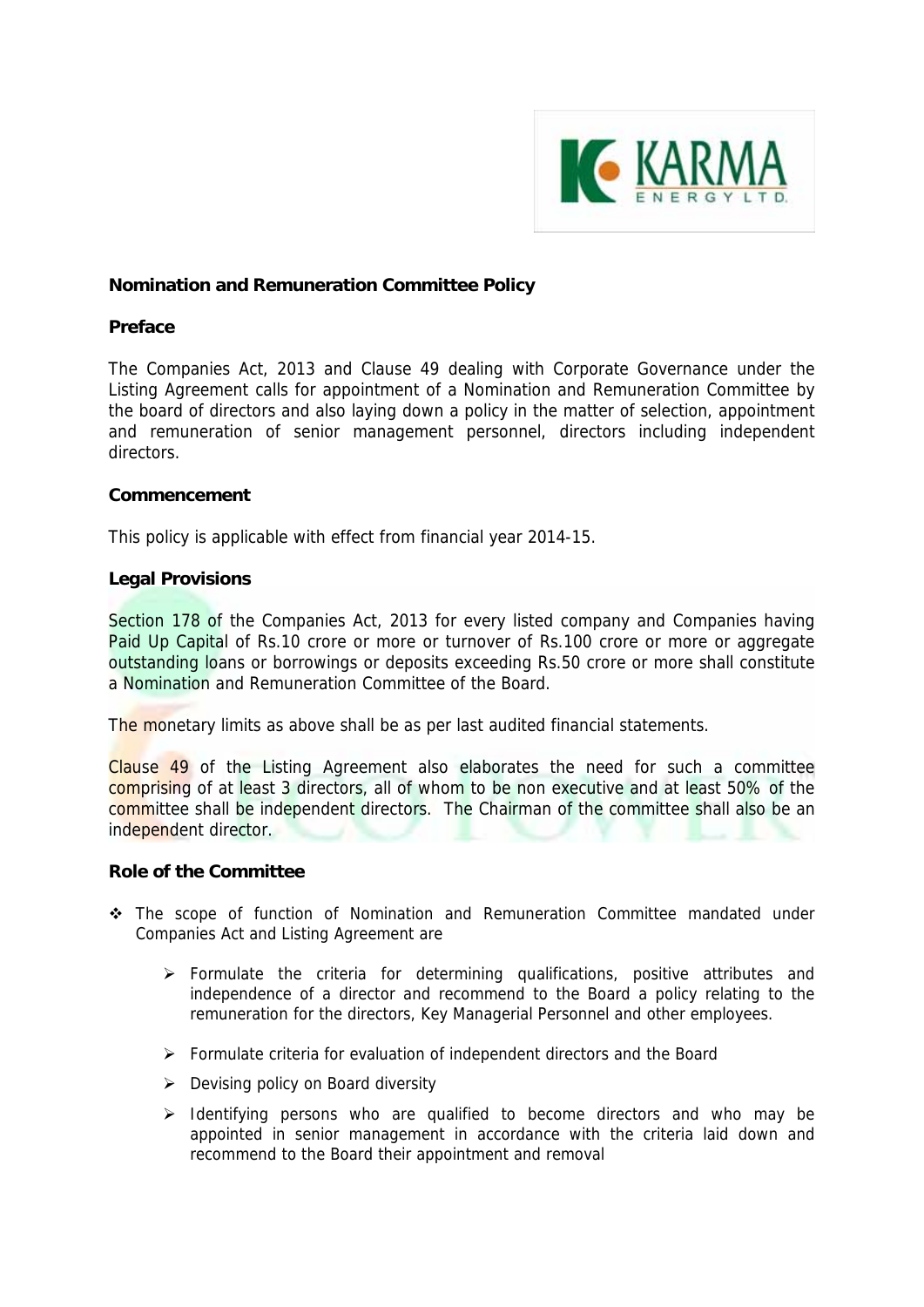## Nomination and Remuneration Committee Policy

### Preface

The Companies Act, 2013 and Clause 49 dealing with Corporate Governance under the Listing Agreement calls for appointment of a Nomination and Remuneration Committee by the board of directors and also laying down a policy in the matter of selection, appointment and remuneration of senior management personnel, directors including independent directors.

### Commencement

This policy is applicable with effect from financial year 2014-15.

### Legal Provisions

Section 178 of the Companies Act, 2013 for every listed company and Companies having Paid Up Capital of Rs.10 crore or more or turnover of Rs.100 crore or more or aggregate outstanding loans or borrowings or deposits exceeding Rs.50 crore or more shall constitute a Nomination and Remuneration Committee of the Board.

The monetary limits as above shall be as per last audited financial statements.

Clause 49 of the Listing Agreement also elaborates the need for such a committee comprising of at least 3 directors, all of whom to be non executive and at least 50% of the committee shall be independent directors. The Chairman of the committee shall also be an independent director.

### Role of the Committee

- The scope of function of Nomination and Remuneration Committee mandated under Companies Act and Listing Agreement are
  - Formulate the criteria for determining qualifications, positive attributes and independence of a director and recommend to the Board a policy relating to the remuneration for the directors, Key Managerial Personnel and other employees.
  - Formulate criteria for evaluation of independent directors and the Board
  - Devising policy on Board diversity
  - Identifying persons who are qualified to become directors and who may be appointed in senior management in accordance with the criteria laid down and recommend to the Board their appointment and removal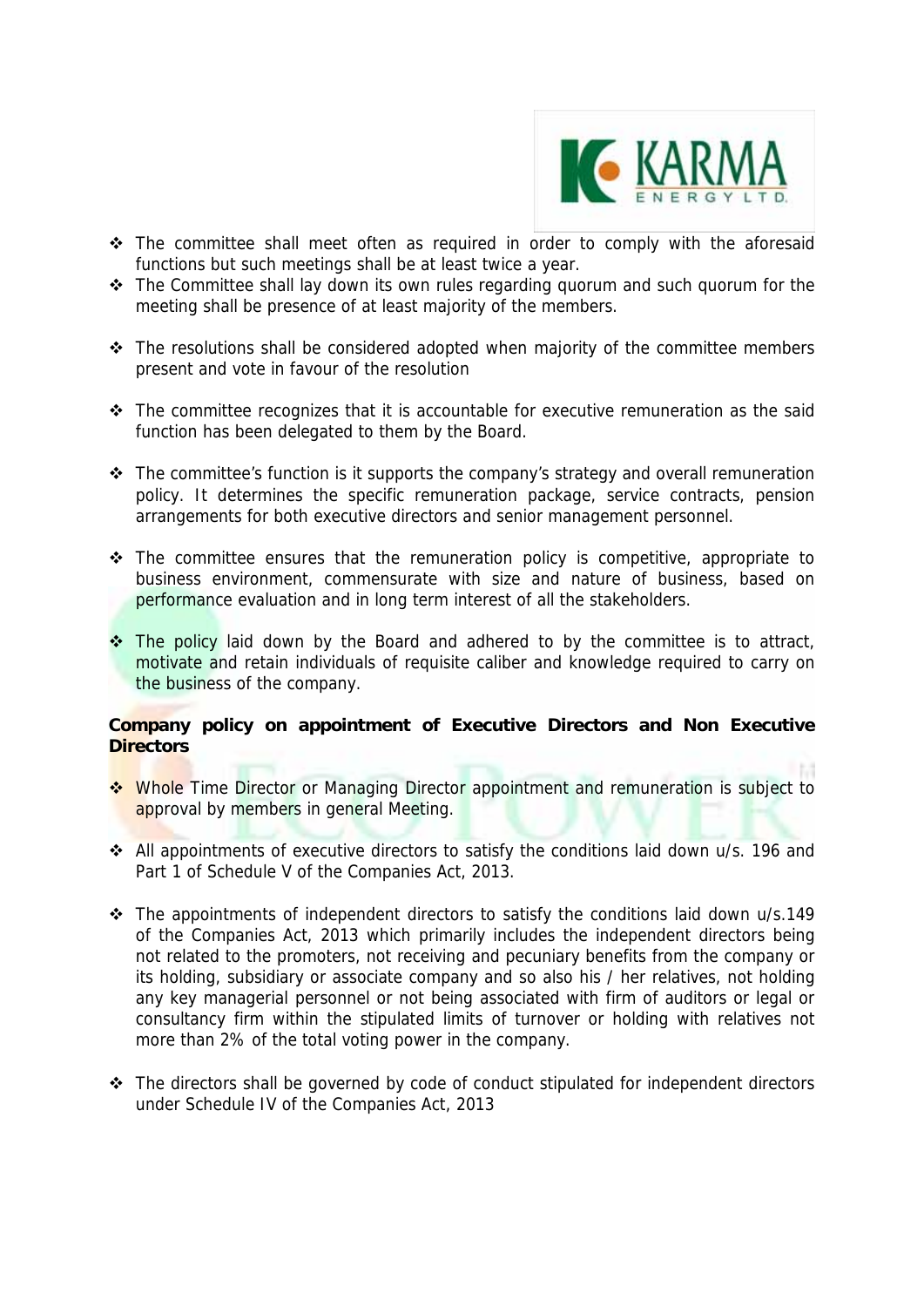- The committee shall meet often as required in order to comply with the aforesaid functions but such meetings shall be at least twice a year.
- The Committee shall lay down its own rules regarding quorum and such quorum for the meeting shall be presence of at least majority of the members.
- The resolutions shall be considered adopted when majority of the committee members present and vote in favour of the resolution
- The committee recognizes that it is accountable for executive remuneration as the said function has been delegated to them by the Board.
- The committee's function is it supports the company's strategy and overall remuneration policy. It determines the specific remuneration package, service contracts, pension arrangements for both executive directors and senior management personnel.
- The committee ensures that the remuneration policy is competitive, appropriate to business environment, commensurate with size and nature of business, based on performance evaluation and in long term interest of all the stakeholders.
- The policy laid down by the Board and adhered to by the committee is to attract, motivate and retain individuals of requisite caliber and knowledge required to carry on the business of the company.

**Company policy on appointment of Executive Directors and Non Executive Directors**

- Whole Time Director or Managing Director appointment and remuneration is subject to approval by members in general Meeting.
- All appointments of executive directors to satisfy the conditions laid down u/s. 196 and Part 1 of Schedule V of the Companies Act, 2013.
- The appointments of independent directors to satisfy the conditions laid down u/s.149 of the Companies Act, 2013 which primarily includes the independent directors being not related to the promoters, not receiving and pecuniary benefits from the company or its holding, subsidiary or associate company and so also his / her relatives, not holding any key managerial personnel or not being associated with firm of auditors or legal or consultancy firm within the stipulated limits of turnover or holding with relatives not more than 2% of the total voting power in the company.
- The directors shall be governed by code of conduct stipulated for independent directors under Schedule IV of the Companies Act, 2013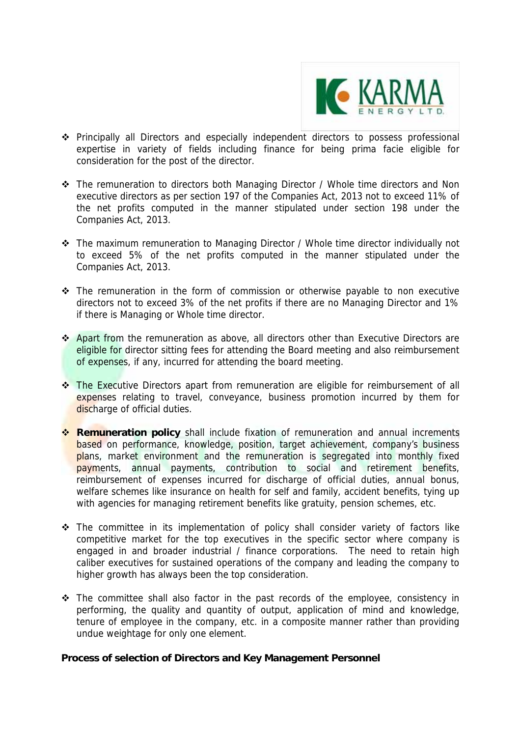- Principally all Directors and especially independent directors to possess professional expertise in variety of fields including finance for being prima facie eligible for consideration for the post of the director.

- The remuneration to directors both Managing Director / Whole time directors and Non executive directors as per section 197 of the Companies Act, 2013 not to exceed 11% of the net profits computed in the manner stipulated under section 198 under the Companies Act, 2013.

- The maximum remuneration to Managing Director / Whole time director individually not to exceed 5% of the net profits computed in the manner stipulated under the Companies Act, 2013.

- The remuneration in the form of commission or otherwise payable to non executive directors not to exceed 3% of the net profits if there are no Managing Director and 1% if there is Managing or Whole time director.

- Apart from the remuneration as above, all directors other than Executive Directors are eligible for director sitting fees for attending the Board meeting and also reimbursement of expenses, if any, incurred for attending the board meeting.

- The Executive Directors apart from remuneration are eligible for reimbursement of all expenses relating to travel, conveyance, business promotion incurred by them for discharge of official duties.

- **Remuneration policy** shall include fixation of remuneration and annual increments based on performance, knowledge, position, target achievement, company's business plans, market environment and the remuneration is segregated into monthly fixed payments, annual payments, contribution to social and retirement benefits, reimbursement of expenses incurred for discharge of official duties, annual bonus, welfare schemes like insurance on health for self and family, accident benefits, tying up with agencies for managing retirement benefits like gratuity, pension schemes, etc.

- The committee in its implementation of policy shall consider variety of factors like competitive market for the top executives in the specific sector where company is engaged in and broader industrial / finance corporations. The need to retain high caliber executives for sustained operations of the company and leading the company to higher growth has always been the top consideration.

- The committee shall also factor in the past records of the employee, consistency in performing, the quality and quantity of output, application of mind and knowledge, tenure of employee in the company, etc. in a composite manner rather than providing undue weightage for only one element.

**Process of selection of Directors and Key Management Personnel**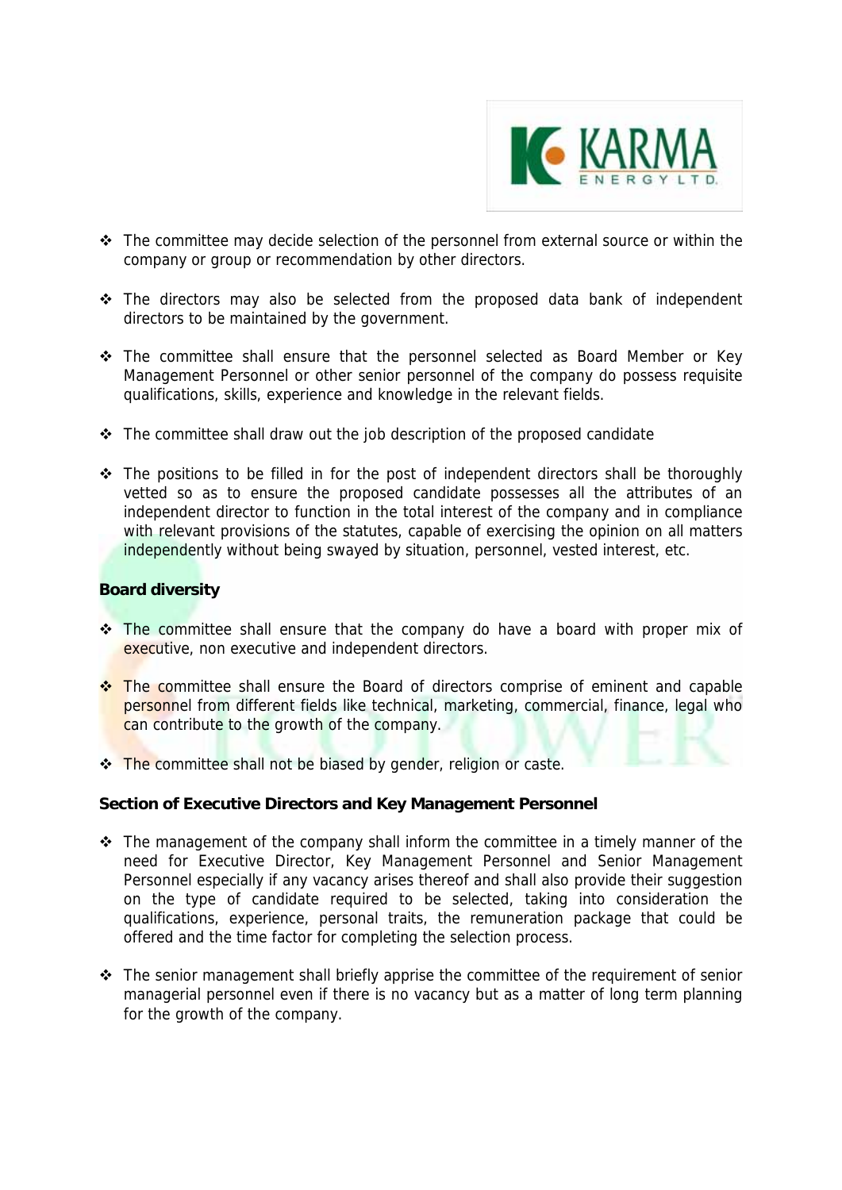- The committee may decide selection of the personnel from external source or within the company or group or recommendation by other directors.

- The directors may also be selected from the proposed data bank of independent directors to be maintained by the government.

- The committee shall ensure that the personnel selected as Board Member or Key Management Personnel or other senior personnel of the company do possess requisite qualifications, skills, experience and knowledge in the relevant fields.

- The committee shall draw out the job description of the proposed candidate

- The positions to be filled in for the post of independent directors shall be thoroughly vetted so as to ensure the proposed candidate possesses all the attributes of an independent director to function in the total interest of the company and in compliance with relevant provisions of the statutes, capable of exercising the opinion on all matters independently without being swayed by situation, personnel, vested interest, etc.

**Board diversity**

- The committee shall ensure that the company do have a board with proper mix of executive, non executive and independent directors.

- The committee shall ensure the Board of directors comprise of eminent and capable personnel from different fields like technical, marketing, commercial, finance, legal who can contribute to the growth of the company.

- The committee shall not be biased by gender, religion or caste.

**Section of Executive Directors and Key Management Personnel**

- The management of the company shall inform the committee in a timely manner of the need for Executive Director, Key Management Personnel and Senior Management Personnel especially if any vacancy arises thereof and shall also provide their suggestion on the type of candidate required to be selected, taking into consideration the qualifications, experience, personal traits, the remuneration package that could be offered and the time factor for completing the selection process.

- The senior management shall briefly apprise the committee of the requirement of senior managerial personnel even if there is no vacancy but as a matter of long term planning for the growth of the company.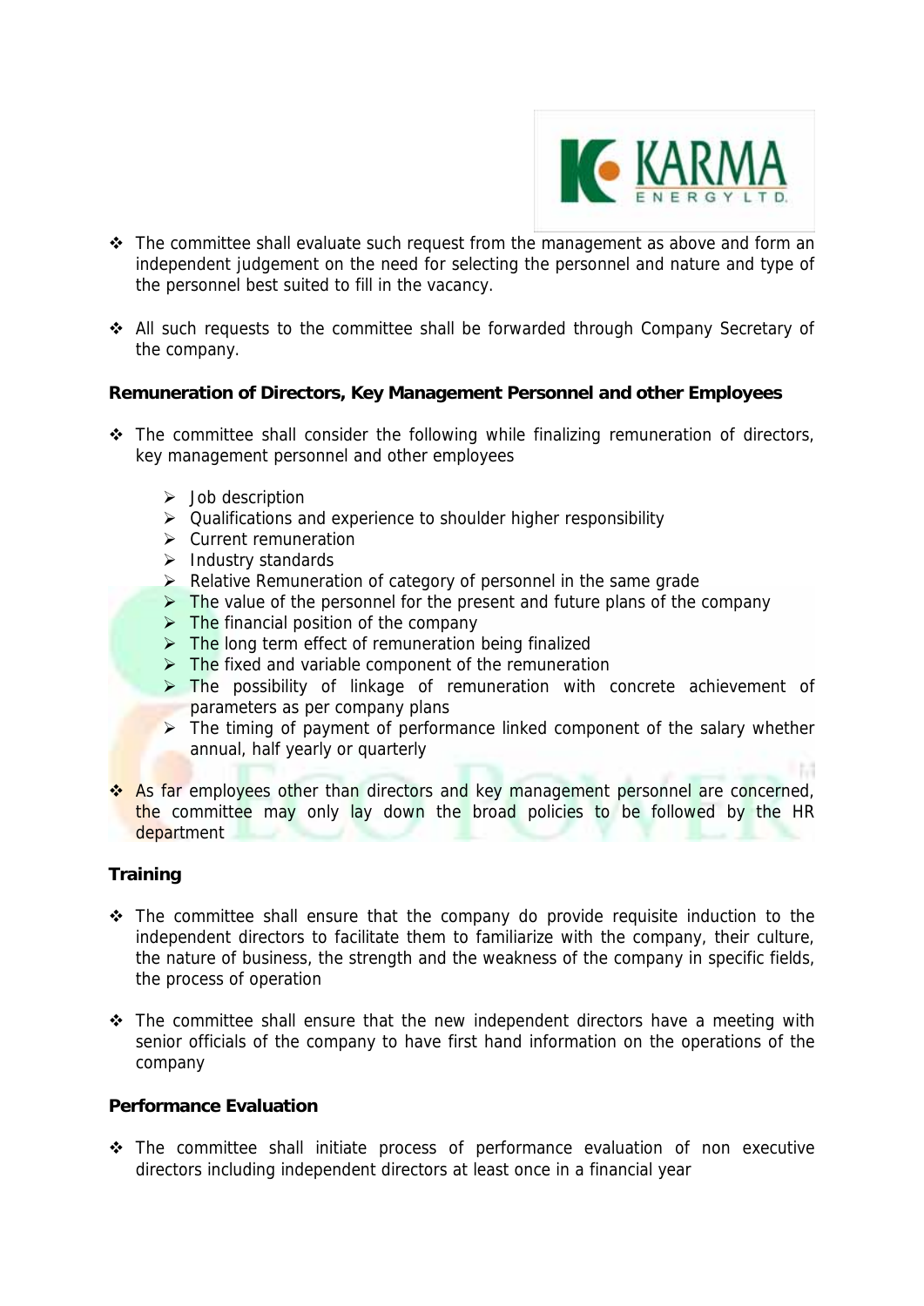- The committee shall evaluate such request from the management as above and form an independent judgement on the need for selecting the personnel and nature and type of the personnel best suited to fill in the vacancy.

- All such requests to the committee shall be forwarded through Company Secretary of the company.

**Remuneration of Directors, Key Management Personnel and other Employees**

- The committee shall consider the following while finalizing remuneration of directors, key management personnel and other employees

    - Job description
    - Qualifications and experience to shoulder higher responsibility
    - Current remuneration
    - Industry standards
    - Relative Remuneration of category of personnel in the same grade
    - The value of the personnel for the present and future plans of the company
    - The financial position of the company
    - The long term effect of remuneration being finalized
    - The fixed and variable component of the remuneration
    - The possibility of linkage of remuneration with concrete achievement of parameters as per company plans
    - The timing of payment of performance linked component of the salary whether annual, half yearly or quarterly

- As far employees other than directors and key management personnel are concerned, the committee may only lay down the broad policies to be followed by the HR department

**Training**

- The committee shall ensure that the company do provide requisite induction to the independent directors to facilitate them to familiarize with the company, their culture, the nature of business, the strength and the weakness of the company in specific fields, the process of operation

- The committee shall ensure that the new independent directors have a meeting with senior officials of the company to have first hand information on the operations of the company

**Performance Evaluation**

- The committee shall initiate process of performance evaluation of non executive directors including independent directors at least once in a financial year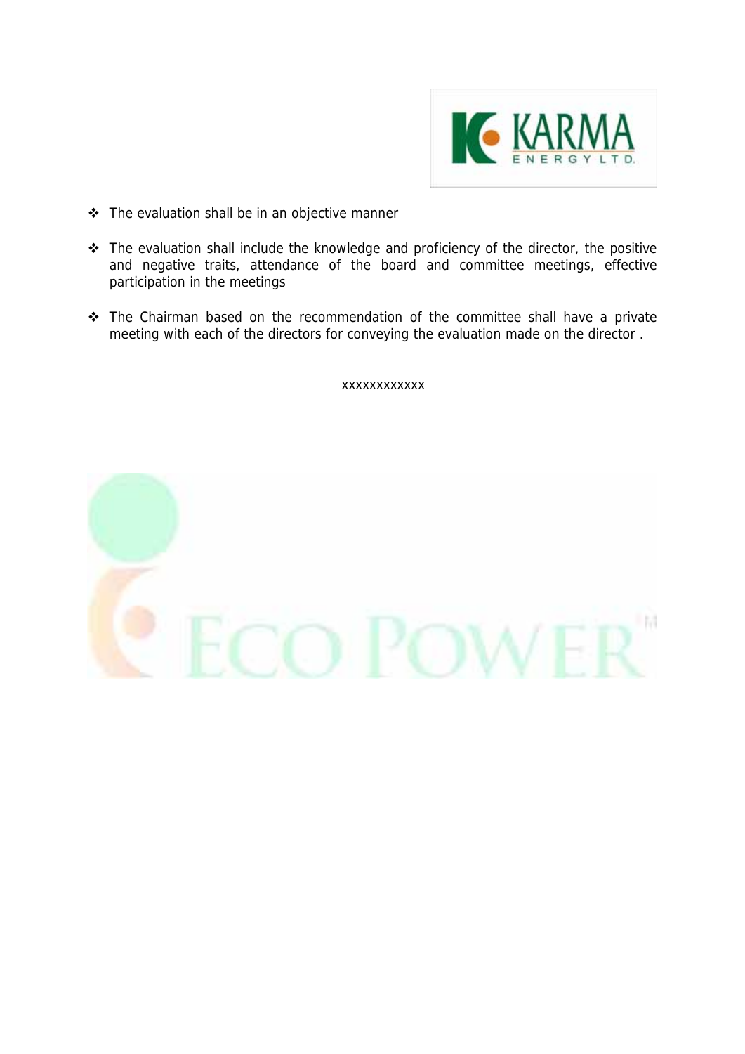- The evaluation shall be in an objective manner

- The evaluation shall include the knowledge and proficiency of the director, the positive and negative traits, attendance of the board and committee meetings, effective participation in the meetings

- The Chairman based on the recommendation of the committee shall have a private meeting with each of the directors for conveying the evaluation made on the director .

xxxxxxxxxxxx